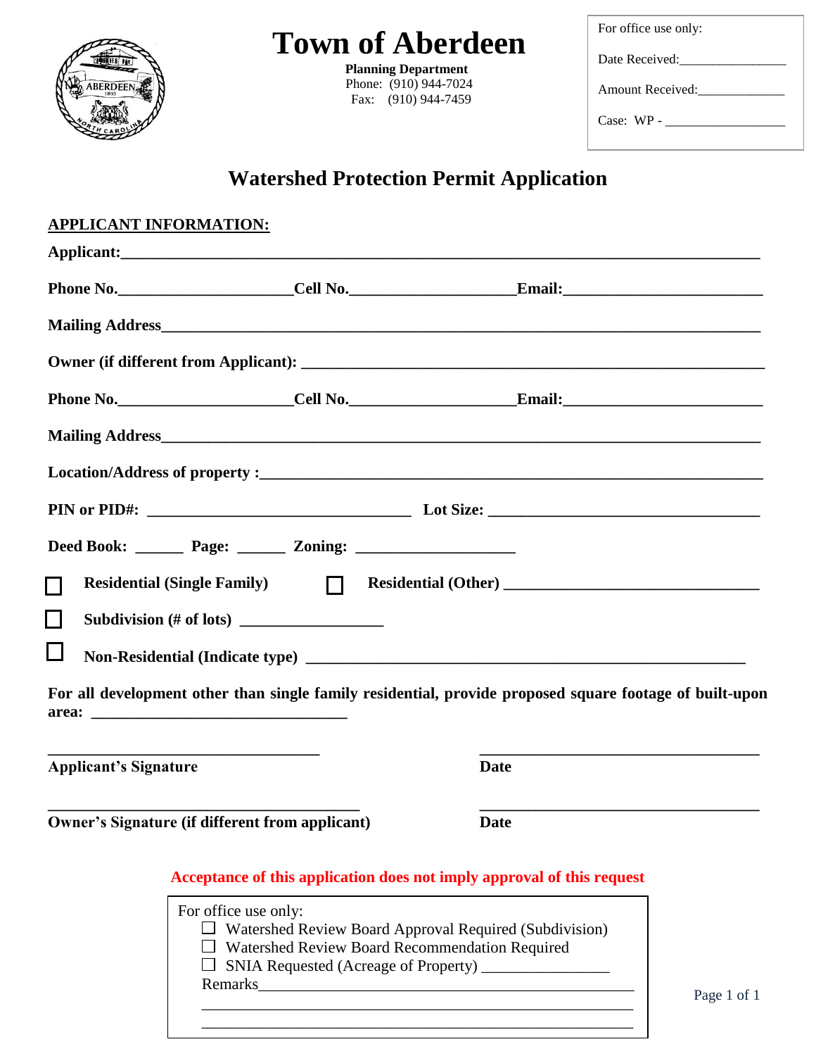# Town of Aberdeen

**Planning Department**
Phone: (910) 944-7024
Fax: (910) 944-7459

For office use only:

Date Received:________________

Amount Received:_____________

Case: WP - __________________

## Watershed Protection Permit Application

**APPLICANT INFORMATION:**

**Applicant:**_______________________________________________________________________

**Phone No.**_____________________**Cell No.**____________________**Email:**________________________

**Mailing Address**____________________________________________________________________

**Owner (if different from Applicant):** _______________________________________________________

**Phone No.**_____________________**Cell No.**____________________**Email:**________________________

**Mailing Address**____________________________________________________________________

**Location/Address of property :**______________________________________________________

**PIN or PID#:** ________________________________ **Lot Size:** _________________________________

**Deed Book:** ______ **Page:** ______ **Zoning:** ___________________

☐ **Residential (Single Family)** ☐ **Residential (Other)** _______________________________

☐ **Subdivision (# of lots)** _________________

☐ **Non-Residential (Indicate type)** ______________________________________________________

**For all development other than single family residential, provide proposed square footage of built-upon area:** _______________________________

_______________________________ ___________________________________
**Applicant's Signature** **Date**

_______________________________ ___________________________________
**Owner's Signature (if different from applicant)** **Date**

**Acceptance of this application does not imply approval of this request**

For office use only:
- ☐ Watershed Review Board Approval Required (Subdivision)
- ☐ Watershed Review Board Recommendation Required
- ☐ SNIA Requested (Acreage of Property) _______________

Remarks_________________________________________________
_________________________________________________________
_________________________________________________________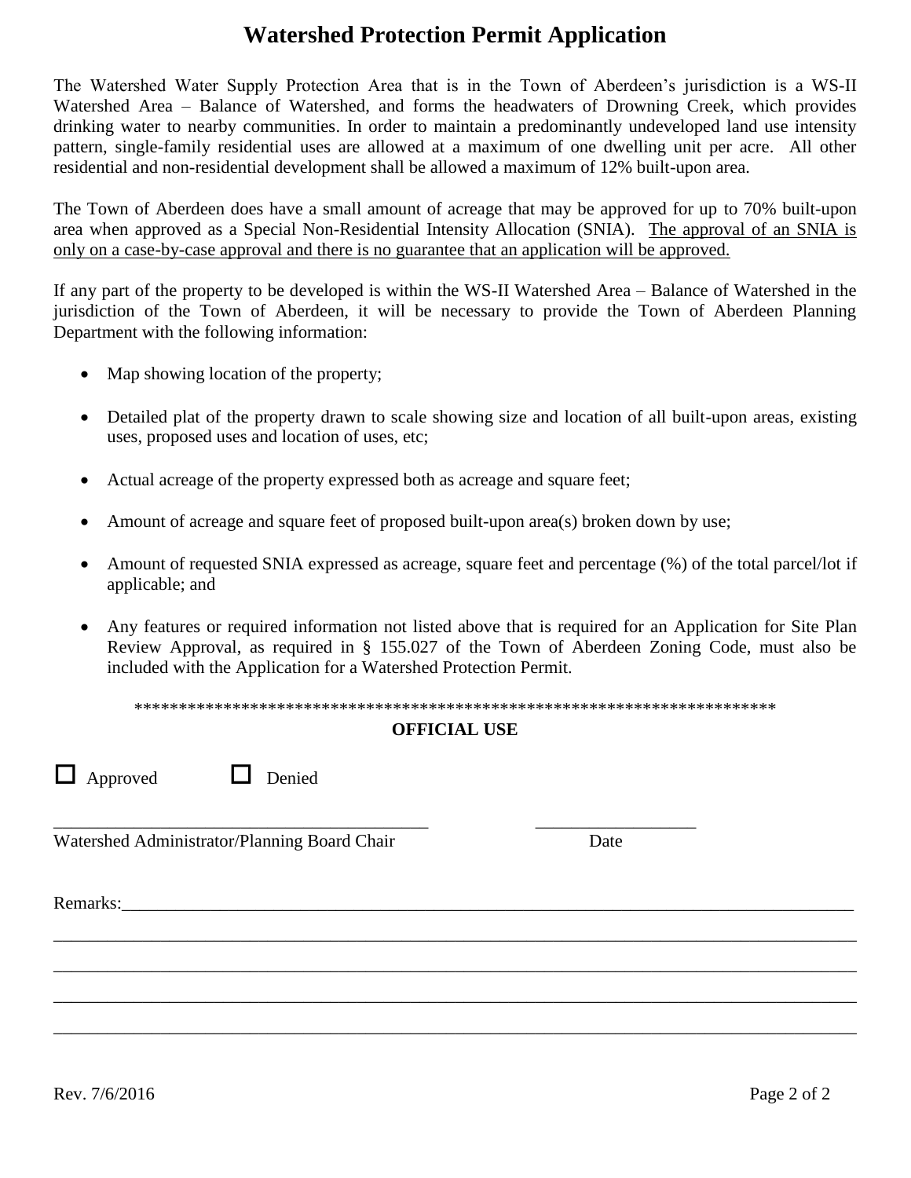# Watershed Protection Permit Application

The Watershed Water Supply Protection Area that is in the Town of Aberdeen's jurisdiction is a WS-II Watershed Area – Balance of Watershed, and forms the headwaters of Drowning Creek, which provides drinking water to nearby communities. In order to maintain a predominantly undeveloped land use intensity pattern, single-family residential uses are allowed at a maximum of one dwelling unit per acre. All other residential and non-residential development shall be allowed a maximum of 12% built-upon area.

The Town of Aberdeen does have a small amount of acreage that may be approved for up to 70% built-upon area when approved as a Special Non-Residential Intensity Allocation (SNIA). <u>The approval of an SNIA is only on a case-by-case approval and there is no guarantee that an application will be approved.</u>

If any part of the property to be developed is within the WS-II Watershed Area – Balance of Watershed in the jurisdiction of the Town of Aberdeen, it will be necessary to provide the Town of Aberdeen Planning Department with the following information:

- Map showing location of the property;
- Detailed plat of the property drawn to scale showing size and location of all built-upon areas, existing uses, proposed uses and location of uses, etc;
- Actual acreage of the property expressed both as acreage and square feet;
- Amount of acreage and square feet of proposed built-upon area(s) broken down by use;
- Amount of requested SNIA expressed as acreage, square feet and percentage (%) of the total parcel/lot if applicable; and
- Any features or required information not listed above that is required for an Application for Site Plan Review Approval, as required in § 155.027 of the Town of Aberdeen Zoning Code, must also be included with the Application for a Watershed Protection Permit.

\*\*\*\*\*\*\*\*\*\*\*\*\*\*\*\*\*\*\*\*\*\*\*\*\*\*\*\*\*\*\*\*\*\*\*\*\*\*\*\*\*\*\*\*\*\*\*\*\*\*\*\*\*\*\*\*\*\*\*\*\*\*\*\*\*\*\*\*\*\*\*\*\*\*

**OFFICIAL USE**

☐ Approved ☐ Denied

\_\_\_\_\_\_\_\_\_\_\_\_\_\_\_\_\_\_\_\_\_\_\_\_\_\_\_\_\_\_\_\_\_\_\_\_\_\_\_\_ \_\_\_\_\_\_\_\_\_\_\_\_\_\_\_\_\_\_

Watershed Administrator/Planning Board Chair Date

Remarks:\_\_\_\_\_\_\_\_\_\_\_\_\_\_\_\_\_\_\_\_\_\_\_\_\_\_\_\_\_\_\_\_\_\_\_\_\_\_\_\_\_\_\_\_\_\_\_\_\_\_\_\_\_\_\_\_\_\_\_\_\_\_\_\_\_\_\_\_\_\_\_\_\_\_

\_\_\_\_\_\_\_\_\_\_\_\_\_\_\_\_\_\_\_\_\_\_\_\_\_\_\_\_\_\_\_\_\_\_\_\_\_\_\_\_\_\_\_\_\_\_\_\_\_\_\_\_\_\_\_\_\_\_\_\_\_\_\_\_\_\_\_\_\_\_\_\_\_\_\_\_\_\_\_\_\_\_\_\_

\_\_\_\_\_\_\_\_\_\_\_\_\_\_\_\_\_\_\_\_\_\_\_\_\_\_\_\_\_\_\_\_\_\_\_\_\_\_\_\_\_\_\_\_\_\_\_\_\_\_\_\_\_\_\_\_\_\_\_\_\_\_\_\_\_\_\_\_\_\_\_\_\_\_\_\_\_\_\_\_\_\_\_\_

\_\_\_\_\_\_\_\_\_\_\_\_\_\_\_\_\_\_\_\_\_\_\_\_\_\_\_\_\_\_\_\_\_\_\_\_\_\_\_\_\_\_\_\_\_\_\_\_\_\_\_\_\_\_\_\_\_\_\_\_\_\_\_\_\_\_\_\_\_\_\_\_\_\_\_\_\_\_\_\_\_\_\_\_

\_\_\_\_\_\_\_\_\_\_\_\_\_\_\_\_\_\_\_\_\_\_\_\_\_\_\_\_\_\_\_\_\_\_\_\_\_\_\_\_\_\_\_\_\_\_\_\_\_\_\_\_\_\_\_\_\_\_\_\_\_\_\_\_\_\_\_\_\_\_\_\_\_\_\_\_\_\_\_\_\_\_\_\_

Rev. 7/6/2016